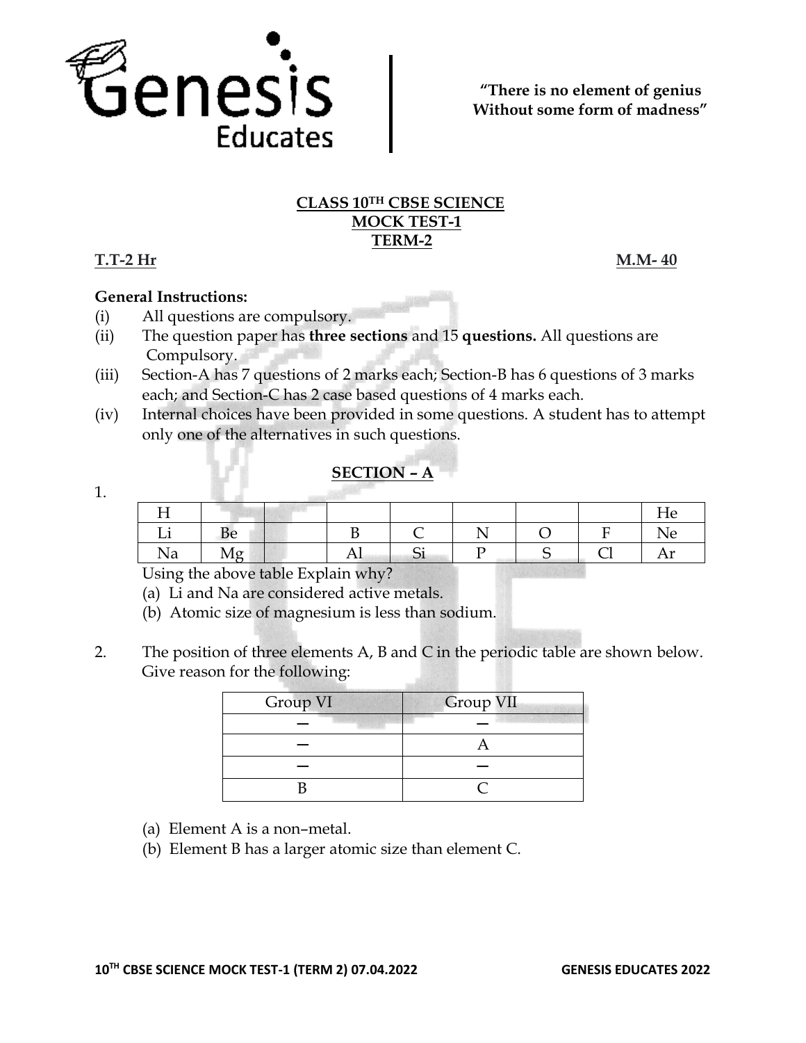Genesis Educates

**"There is no element of genius Without some form of madness"**

**CLASS 10$^{TH}$ CBSE SCIENCE**
**MOCK TEST-1**
**TERM-2**

**T.T-2 Hr** **M.M- 40**

**General Instructions:**

(i) All questions are compulsory.

(ii) The question paper has **three sections** and 15 **questions.** All questions are Compulsory.

(iii) Section-A has 7 questions of 2 marks each; Section-B has 6 questions of 3 marks each; and Section-C has 2 case based questions of 4 marks each.

(iv) Internal choices have been provided in some questions. A student has to attempt only one of the alternatives in such questions.

## SECTION – A

1.

| H | | | | | | | | He |
|---|---|---|---|---|---|---|---|---|
| Li | Be | | B | C | N | O | F | Ne |
| Na | Mg | | Al | Si | P | S | Cl | Ar |

Using the above table Explain why?

(a) Li and Na are considered active metals.

(b) Atomic size of magnesium is less than sodium.

2. The position of three elements A, B and C in the periodic table are shown below. Give reason for the following:

| Group VI | Group VII |
|---|---|
| – | – |
| – | A |
| – | – |
| B | C |

(a) Element A is a non–metal.

(b) Element B has a larger atomic size than element C.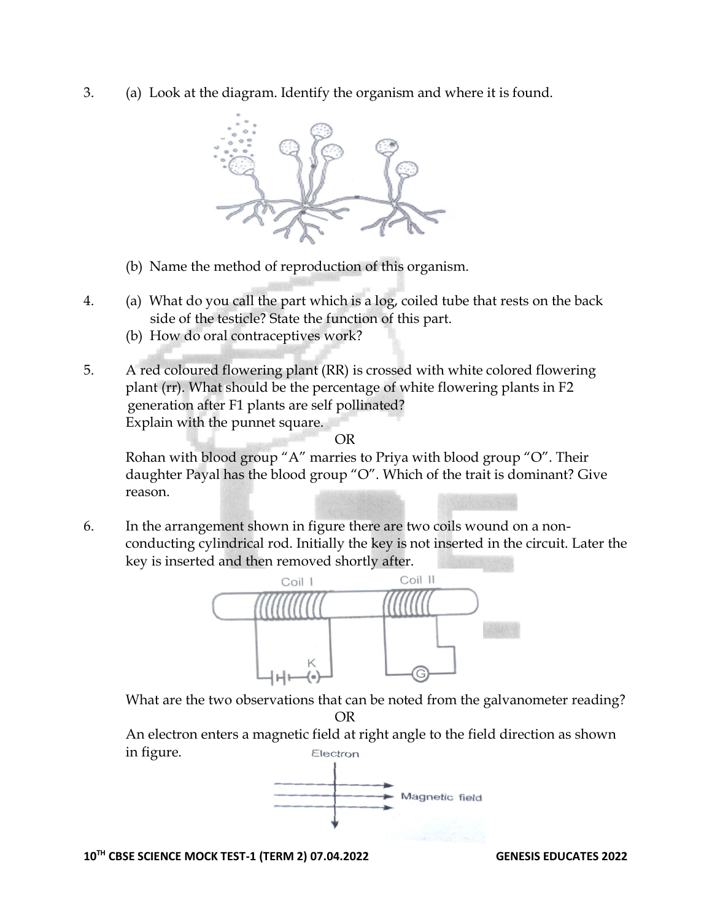3. (a) Look at the diagram. Identify the organism and where it is found.

   (b) Name the method of reproduction of this organism.

4. (a) What do you call the part which is a log, coiled tube that rests on the back side of the testicle? State the function of this part.
   (b) How do oral contraceptives work?

5. A red coloured flowering plant (RR) is crossed with white colored flowering plant (rr). What should be the percentage of white flowering plants in F2 generation after F1 plants are self pollinated?
   Explain with the punnet square.

   OR

   Rohan with blood group "A" marries to Priya with blood group "O". Their daughter Payal has the blood group "O". Which of the trait is dominant? Give reason.

6. In the arrangement shown in figure there are two coils wound on a non-conducting cylindrical rod. Initially the key is not inserted in the circuit. Later the key is inserted and then removed shortly after.

   Coil I　　Coil II

   K　　G

   What are the two observations that can be noted from the galvanometer reading?

   OR

   An electron enters a magnetic field at right angle to the field direction as shown in figure.

   Electron

   Magnetic field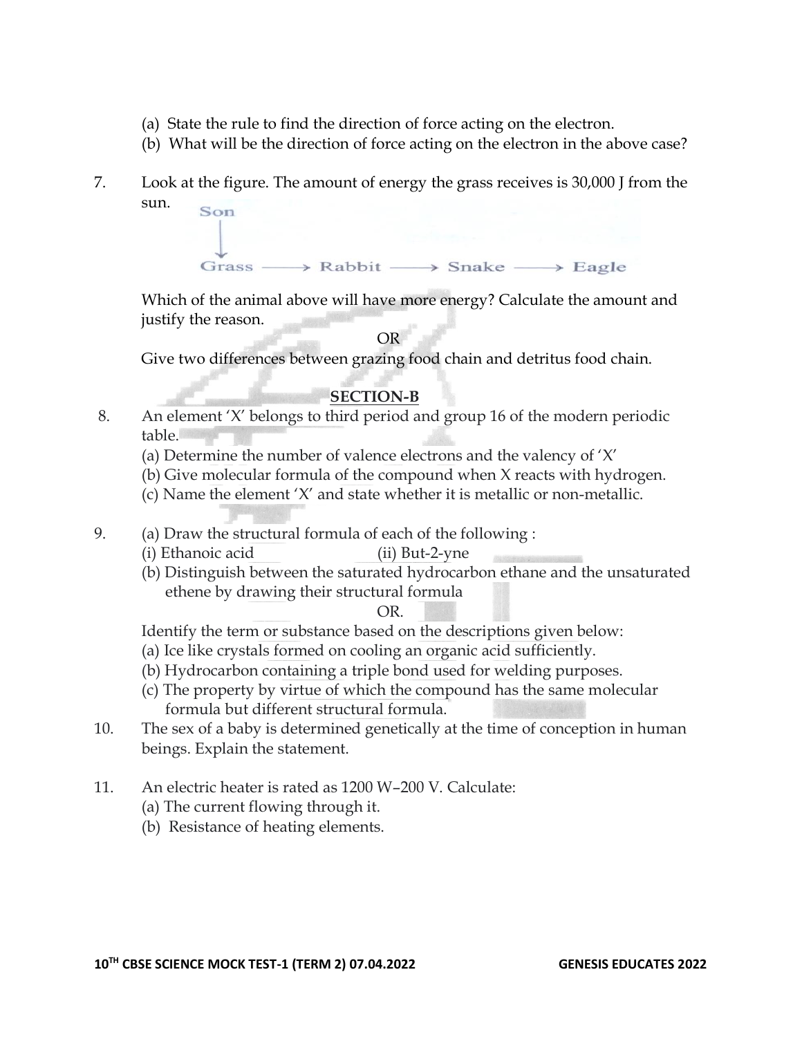(a) State the rule to find the direction of force acting on the electron.

(b) What will be the direction of force acting on the electron in the above case?

7. Look at the figure. The amount of energy the grass receives is 30,000 J from the sun.

Son
↓
Grass ⟶ Rabbit ⟶ Snake ⟶ Eagle

Which of the animal above will have more energy? Calculate the amount and justify the reason.

OR

Give two differences between grazing food chain and detritus food chain.

## SECTION-B

8. An element 'X' belongs to third period and group 16 of the modern periodic table.

(a) Determine the number of valence electrons and the valency of 'X'

(b) Give molecular formula of the compound when X reacts with hydrogen.

(c) Name the element 'X' and state whether it is metallic or non-metallic.

9. (a) Draw the structural formula of each of the following :

(i) Ethanoic acid (ii) But-2-yne

(b) Distinguish between the saturated hydrocarbon ethane and the unsaturated ethene by drawing their structural formula

OR.

Identify the term or substance based on the descriptions given below:

(a) Ice like crystals formed on cooling an organic acid sufficiently.

(b) Hydrocarbon containing a triple bond used for welding purposes.

(c) The property by virtue of which the compound has the same molecular formula but different structural formula.

10. The sex of a baby is determined genetically at the time of conception in human beings. Explain the statement.

11. An electric heater is rated as 1200 W–200 V. Calculate:

(a) The current flowing through it.

(b) Resistance of heating elements.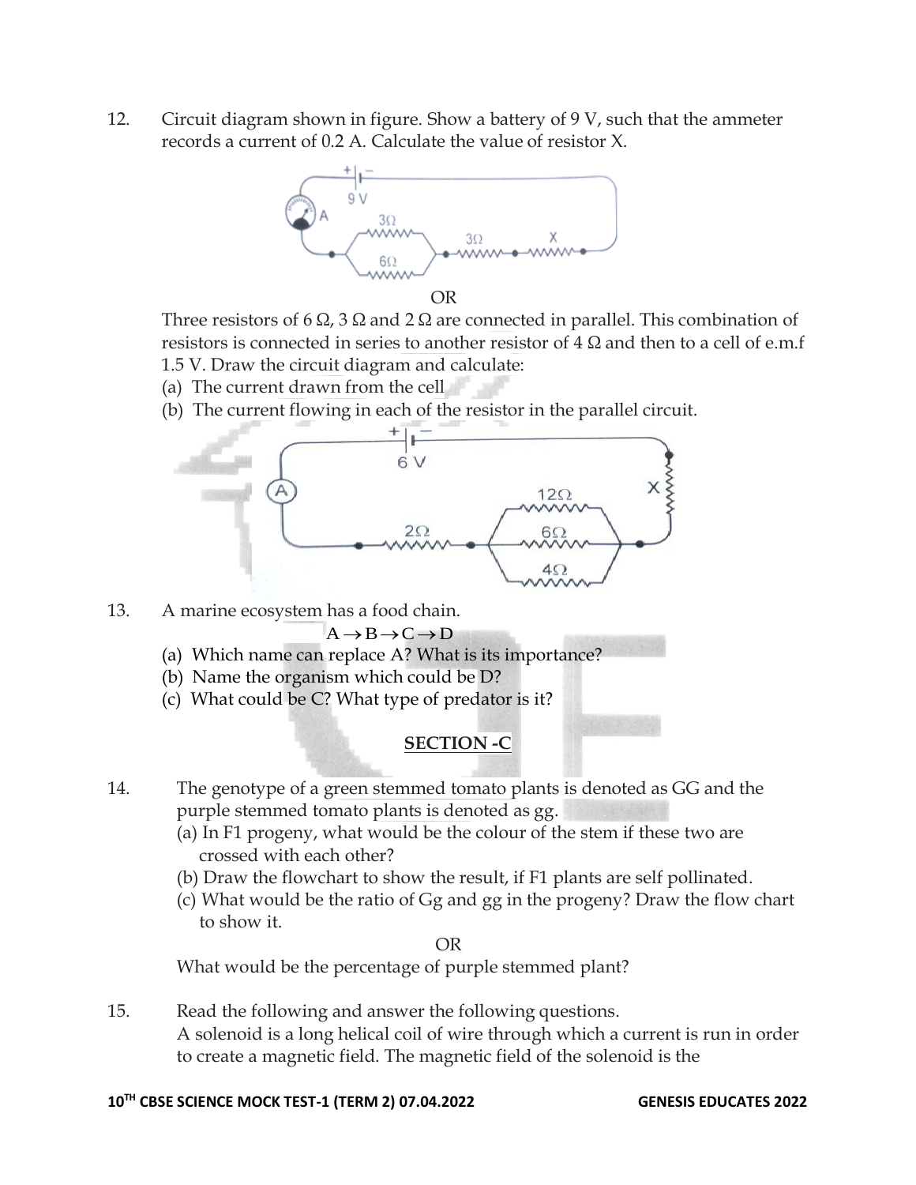12. Circuit diagram shown in figure. Show a battery of 9 V, such that the ammeter records a current of 0.2 A. Calculate the value of resistor X.

OR

Three resistors of 6 Ω, 3 Ω and 2 Ω are connected in parallel. This combination of resistors is connected in series to another resistor of 4 Ω and then to a cell of e.m.f 1.5 V. Draw the circuit diagram and calculate:

(a) The current drawn from the cell

(b) The current flowing in each of the resistor in the parallel circuit.

13. A marine ecosystem has a food chain.

$$A \rightarrow B \rightarrow C \rightarrow D$$

(a) Which name can replace A? What is its importance?

(b) Name the organism which could be D?

(c) What could be C? What type of predator is it?

## SECTION -C

14. The genotype of a green stemmed tomato plants is denoted as GG and the purple stemmed tomato plants is denoted as gg.

(a) In F1 progeny, what would be the colour of the stem if these two are crossed with each other?

(b) Draw the flowchart to show the result, if F1 plants are self pollinated.

(c) What would be the ratio of Gg and gg in the progeny? Draw the flow chart to show it.

OR

What would be the percentage of purple stemmed plant?

15. Read the following and answer the following questions.

A solenoid is a long helical coil of wire through which a current is run in order to create a magnetic field. The magnetic field of the solenoid is the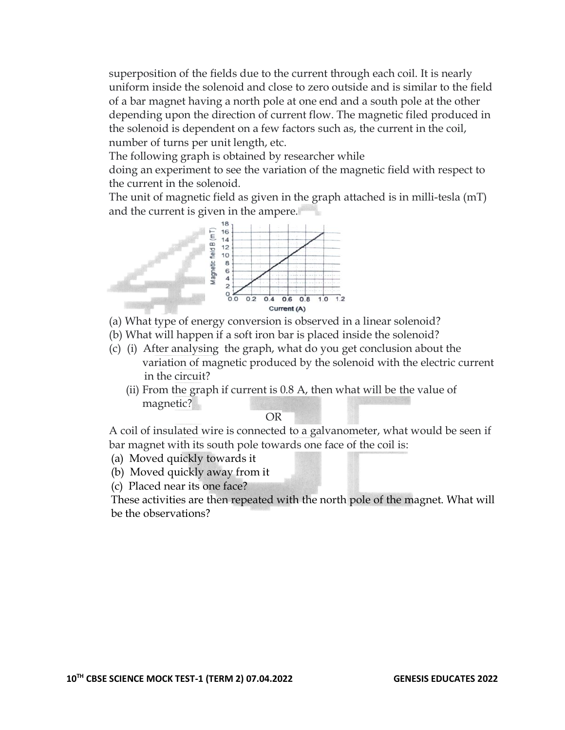superposition of the fields due to the current through each coil. It is nearly uniform inside the solenoid and close to zero outside and is similar to the field of a bar magnet having a north pole at one end and a south pole at the other depending upon the direction of current flow. The magnetic filed produced in the solenoid is dependent on a few factors such as, the current in the coil, number of turns per unit length, etc.

The following graph is obtained by researcher while doing an experiment to see the variation of the magnetic field with respect to the current in the solenoid.

The unit of magnetic field as given in the graph attached is in milli-tesla (mT) and the current is given in the ampere.

Magnetic field B (mT)

18
16
14
12
10
8
6
4
2
0

0.0 0.2 0.4 0.6 0.8 1.0 1.2

Current (A)

(a) What type of energy conversion is observed in a linear solenoid?

(b) What will happen if a soft iron bar is placed inside the solenoid?

(c) (i) After analysing the graph, what do you get conclusion about the variation of magnetic produced by the solenoid with the electric current in the circuit?

(ii) From the graph if current is 0.8 A, then what will be the value of magnetic?

OR

A coil of insulated wire is connected to a galvanometer, what would be seen if bar magnet with its south pole towards one face of the coil is:

(a) Moved quickly towards it

(b) Moved quickly away from it

(c) Placed near its one face?

These activities are then repeated with the north pole of the magnet. What will be the observations?